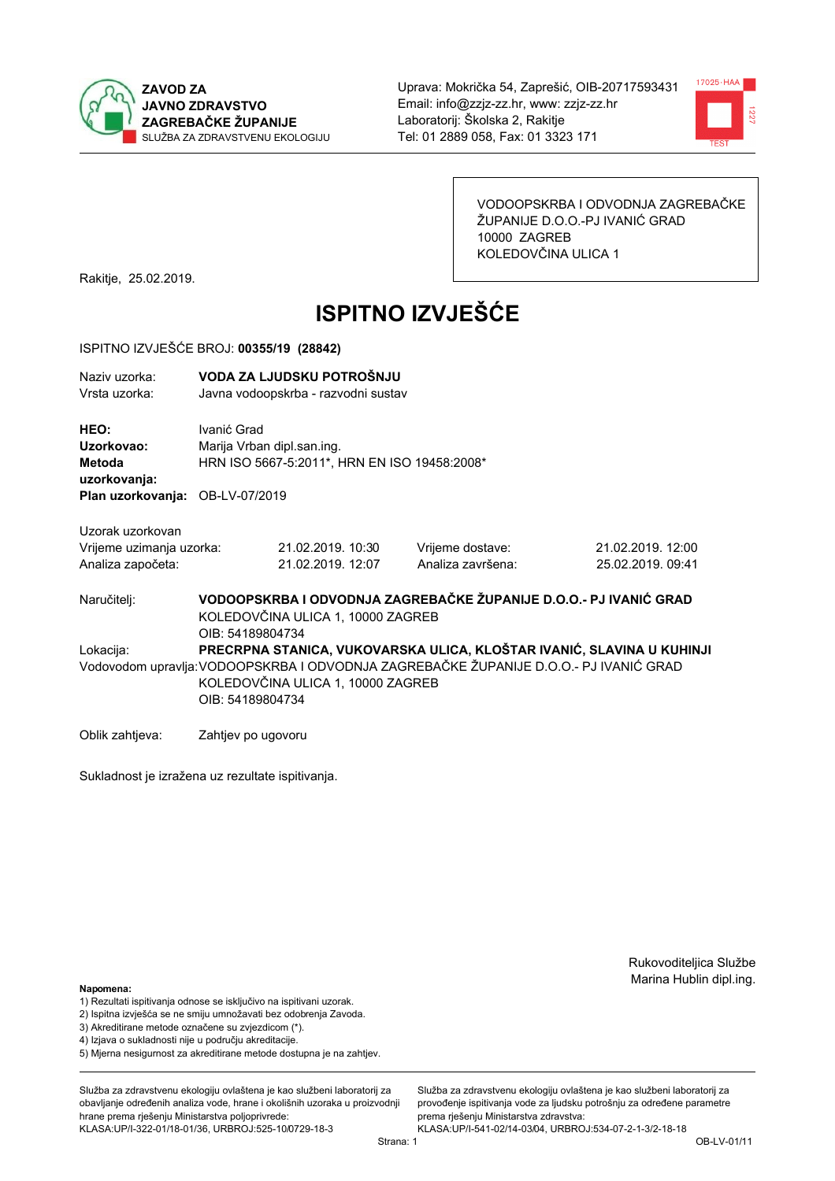ZAVOD ZA JAVNO ZDRAVSTVO ZAGREBAČKE ŽUPANIJE
SLUŽBA ZA ZDRAVSTVENU EKOLOGIJU

Uprava: Mokrička 54, Zaprešić, OIB-20717593431
Email: info@zzjz-zz.hr, www: zzjz-zz.hr
Laboratorij: Školska 2, Rakitje
Tel: 01 2889 058, Fax: 01 3323 171

VODOOPSKRBA I ODVODNJA ZAGREBAČKE ŽUPANIJE D.O.O.-PJ IVANIĆ GRAD
10000 ZAGREB
KOLEDOVČINA ULICA 1

Rakitje, 25.02.2019.

# ISPITNO IZVJEŠĆE

ISPITNO IZVJEŠĆE BROJ: **00355/19 (28842)**

Naziv uzorka: **VODA ZA LJUDSKU POTROŠNJU**
Vrsta uzorka: Javna vodoopskrba - razvodni sustav

**HEO:** Ivanić Grad
**Uzorkovao:** Marija Vrban dipl.san.ing.
**Metoda uzorkovanja:** HRN ISO 5667-5:2011*, HRN EN ISO 19458:2008*
**Plan uzorkovanja:** OB-LV-07/2019

Uzorak uzorkovan

| | | | |
|---|---|---|---|
| Vrijeme uzimanja uzorka: | 21.02.2019. 10:30 | Vrijeme dostave: | 21.02.2019. 12:00 |
| Analiza započeta: | 21.02.2019. 12:07 | Analiza završena: | 25.02.2019. 09:41 |

Naručitelj: **VODOOPSKRBA I ODVODNJA ZAGREBAČKE ŽUPANIJE D.O.O.- PJ IVANIĆ GRAD**
KOLEDOVČINA ULICA 1, 10000 ZAGREB
OIB: 54189804734

Lokacija: **PRECRPNA STANICA, VUKOVARSKA ULICA, KLOŠTAR IVANIĆ, SLAVINA U KUHINJI**

Vodovodom upravlja: VODOOPSKRBA I ODVODNJA ZAGREBAČKE ŽUPANIJE D.O.O.- PJ IVANIĆ GRAD
KOLEDOVČINA ULICA 1, 10000 ZAGREB
OIB: 54189804734

Oblik zahtjeva: Zahtjev po ugovoru

Sukladnost je izražena uz rezultate ispitivanja.

Rukovoditeljica Službe
Marina Hublin dipl.ing.

**Napomena:**
1) Rezultati ispitivanja odnose se isključivo na ispitivani uzorak.
2) Ispitna izvješća se ne smiju umnožavati bez odobrenja Zavoda.
3) Akreditirane metode označene su zvjezdicom (*).
4) Izjava o sukladnosti nije u području akreditacije.
5) Mjerna nesigurnost za akreditirane metode dostupna je na zahtjev.

Služba za zdravstvenu ekologiju ovlaštena je kao službeni laboratorij za obavljanje određenih analiza vode, hrane i okolišnih uzoraka u proizvodnji hrane prema rješenju Ministarstva poljoprivrede: KLASA:UP/I-322-01/18-01/36, URBROJ:525-10/0729-18-3

Služba za zdravstvenu ekologiju ovlaštena je kao službeni laboratorij za provođenje ispitivanja vode za ljudsku potrošnju za određene parametre prema rješenju Ministarstva zdravstva: KLASA:UP/I-541-02/14-03/04, URBROJ:534-07-2-1-3/2-18-18

OB-LV-01/11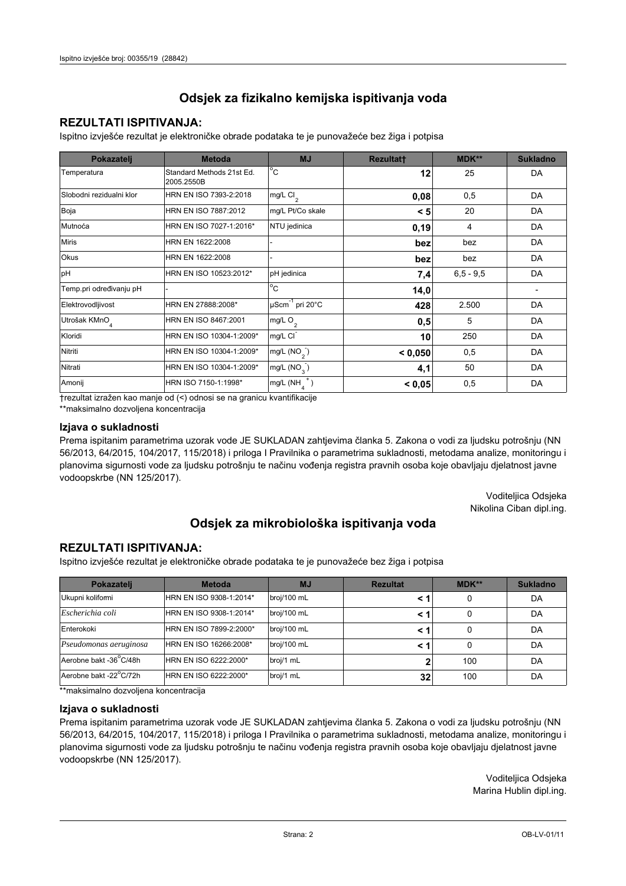# Odsjek za fizikalno kemijska ispitivanja voda

## REZULTATI ISPITIVANJA:

Ispitno izvješće rezultat je elektroničke obrade podataka te je punovažeće bez žiga i potpisa

| Pokazatelj | Metoda | MJ | Rezultat† | MDK** | Sukladno |
|---|---|---|---|---|---|
| Temperatura | Standard Methods 21st Ed. 2005.2550B | °C | **12** | 25 | DA |
| Slobodni rezidualni klor | HRN EN ISO 7393-2:2018 | mg/L $Cl_2$ | **0,08** | 0,5 | DA |
| Boja | HRN EN ISO 7887:2012 | mg/L Pt/Co skale | **< 5** | 20 | DA |
| Mutnoća | HRN EN ISO 7027-1:2016* | NTU jedinica | **0,19** | 4 | DA |
| Miris | HRN EN 1622:2008 | - | **bez** | bez | DA |
| Okus | HRN EN 1622:2008 | - | **bez** | bez | DA |
| pH | HRN EN ISO 10523:2012* | pH jedinica | **7,4** | 6,5 - 9,5 | DA |
| Temp.pri određivanju pH | - | °C | **14,0** | | - |
| Elektrovodljivost | HRN EN 27888:2008* | $\mu Scm^{-1}$ pri 20°C | **428** | 2.500 | DA |
| Utrošak $KMnO_4$ | HRN EN ISO 8467:2001 | mg/L $O_2$ | **0,5** | 5 | DA |
| Kloridi | HRN EN ISO 10304-1:2009* | mg/L $Cl^-$ | **10** | 250 | DA |
| Nitriti | HRN EN ISO 10304-1:2009* | mg/L ($NO_2^-$) | **< 0,050** | 0,5 | DA |
| Nitrati | HRN EN ISO 10304-1:2009* | mg/L ($NO_3^-$) | **4,1** | 50 | DA |
| Amonij | HRN ISO 7150-1:1998* | mg/L ($NH_4^+$) | **< 0,05** | 0,5 | DA |

†rezultat izražen kao manje od (<) odnosi se na granicu kvantifikacije

**maksimalno dozvoljena koncentracija

### Izjava o sukladnosti

Prema ispitanim parametrima uzorak vode JE SUKLADAN zahtjevima članka 5. Zakona o vodi za ljudsku potrošnju (NN 56/2013, 64/2015, 104/2017, 115/2018) i priloga I Pravilnika o parametrima sukladnosti, metodama analize, monitoringu i planovima sigurnosti vode za ljudsku potrošnju te načinu vođenja registra pravnih osoba koje obavljaju djelatnost javne vodoopskrbe (NN 125/2017).

Voditeljica Odsjeka
Nikolina Ciban dipl.ing.

# Odsjek za mikrobiološka ispitivanja voda

## REZULTATI ISPITIVANJA:

Ispitno izvješće rezultat je elektroničke obrade podataka te je punovažeće bez žiga i potpisa

| Pokazatelj | Metoda | MJ | Rezultat | MDK** | Sukladno |
|---|---|---|---|---|---|
| Ukupni koliformi | HRN EN ISO 9308-1:2014* | broj/100 mL | **< 1** | 0 | DA |
| *Escherichia coli* | HRN EN ISO 9308-1:2014* | broj/100 mL | **< 1** | 0 | DA |
| Enterokoki | HRN EN ISO 7899-2:2000* | broj/100 mL | **< 1** | 0 | DA |
| *Pseudomonas aeruginosa* | HRN EN ISO 16266:2008* | broj/100 mL | **< 1** | 0 | DA |
| Aerobne bakt -36°C/48h | HRN EN ISO 6222:2000* | broj/1 mL | **2** | 100 | DA |
| Aerobne bakt -22°C/72h | HRN EN ISO 6222:2000* | broj/1 mL | **32** | 100 | DA |

**maksimalno dozvoljena koncentracija

### Izjava o sukladnosti

Prema ispitanim parametrima uzorak vode JE SUKLADAN zahtjevima članka 5. Zakona o vodi za ljudsku potrošnju (NN 56/2013, 64/2015, 104/2017, 115/2018) i priloga I Pravilnika o parametrima sukladnosti, metodama analize, monitoringu i planovima sigurnosti vode za ljudsku potrošnju te načinu vođenja registra pravnih osoba koje obavljaju djelatnost javne vodoopskrbe (NN 125/2017).

Voditeljica Odsjeka
Marina Hublin dipl.ing.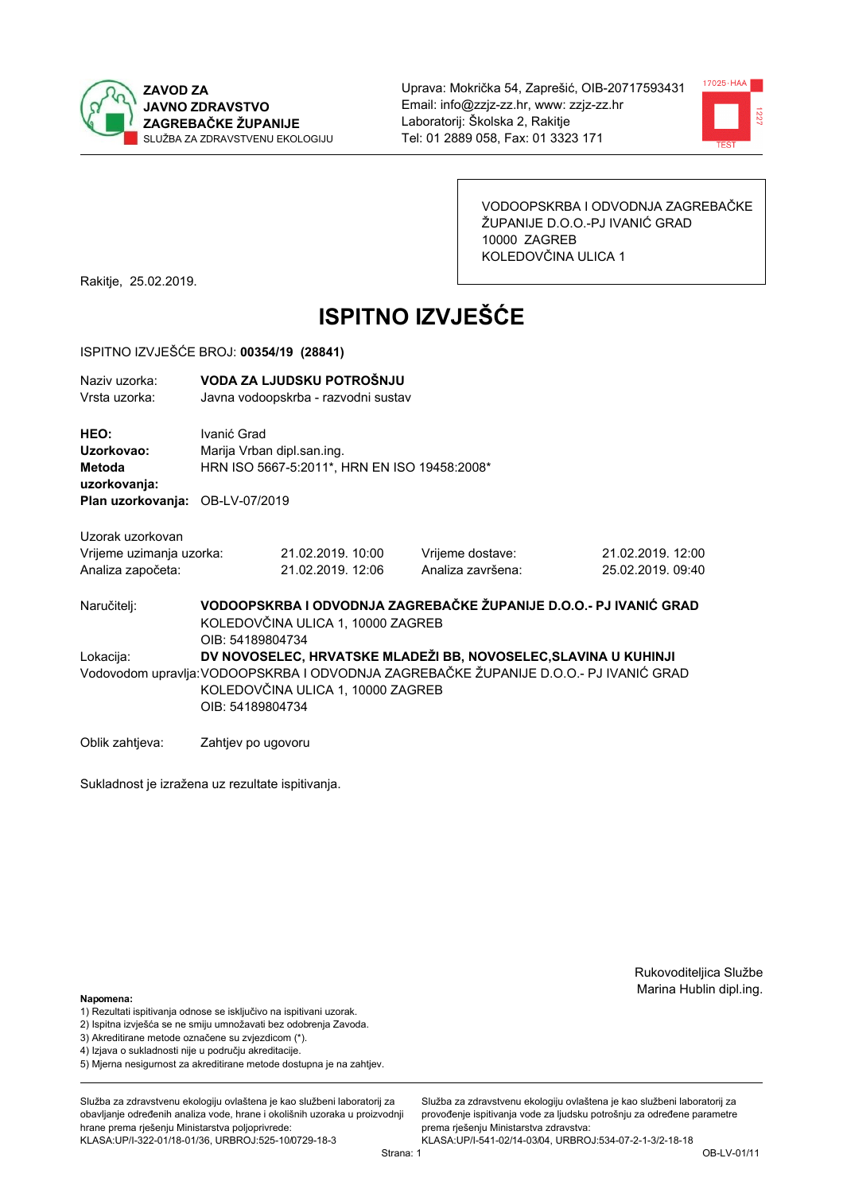ZAVOD ZA
JAVNO ZDRAVSTVO
ZAGREBAČKE ŽUPANIJE
SLUŽBA ZA ZDRAVSTVENU EKOLOGIJU

Uprava: Mokrička 54, Zaprešić, OIB-20717593431
Email: info@zzjz-zz.hr, www: zzjz-zz.hr
Laboratorij: Školska 2, Rakitje
Tel: 01 2889 058, Fax: 01 3323 171

VODOOPSKRBA I ODVODNJA ZAGREBAČKE ŽUPANIJE D.O.O.-PJ IVANIĆ GRAD
10000 ZAGREB
KOLEDOVČINA ULICA 1

Rakitje, 25.02.2019.

# ISPITNO IZVJEŠĆE

ISPITNO IZVJEŠĆE BROJ: **00354/19 (28841)**

Naziv uzorka: **VODA ZA LJUDSKU POTROŠNJU**
Vrsta uzorka: Javna vodoopskrba - razvodni sustav

**HEO:** Ivanić Grad
**Uzorkovao:** Marija Vrban dipl.san.ing.
**Metoda uzorkovanja:** HRN ISO 5667-5:2011*, HRN EN ISO 19458:2008*
**Plan uzorkovanja:** OB-LV-07/2019

Uzorak uzorkovan

| | | | |
|---|---|---|---|
| Vrijeme uzimanja uzorka: | 21.02.2019. 10:00 | Vrijeme dostave: | 21.02.2019. 12:00 |
| Analiza započeta: | 21.02.2019. 12:06 | Analiza završena: | 25.02.2019. 09:40 |

Naručitelj: **VODOOPSKRBA I ODVODNJA ZAGREBAČKE ŽUPANIJE D.O.O.- PJ IVANIĆ GRAD**
KOLEDOVČINA ULICA 1, 10000 ZAGREB
OIB: 54189804734

Lokacija: **DV NOVOSELEC, HRVATSKE MLADEŽI BB, NOVOSELEC,SLAVINA U KUHINJI**

Vodovodom upravlja: VODOOPSKRBA I ODVODNJA ZAGREBAČKE ŽUPANIJE D.O.O.- PJ IVANIĆ GRAD
KOLEDOVČINA ULICA 1, 10000 ZAGREB
OIB: 54189804734

Oblik zahtjeva: Zahtjev po ugovoru

Sukladnost je izražena uz rezultate ispitivanja.

Rukovoditeljica Službe
Marina Hublin dipl.ing.

**Napomena:**
1) Rezultati ispitivanja odnose se isključivo na ispitivani uzorak.
2) Ispitna izvješća se ne smiju umnožavati bez odobrenja Zavoda.
3) Akreditirane metode označene su zvjezdicom (*).
4) Izjava o sukladnosti nije u području akreditacije.
5) Mjerna nesigurnost za akreditirane metode dostupna je na zahtjev.

Služba za zdravstvenu ekologiju ovlaštena je kao službeni laboratorij za obavljanje određenih analiza vode, hrane i okolišnih uzoraka u proizvodnji hrane prema rješenju Ministarstva poljoprivrede:
KLASA:UP/I-322-01/18-01/36, URBROJ:525-10/0729-18-3

Služba za zdravstvenu ekologiju ovlaštena je kao službeni laboratorij za provođenje ispitivanja vode za ljudsku potrošnju za određene parametre prema rješenju Ministarstva zdravstva:
KLASA:UP/I-541-02/14-03/04, URBROJ:534-07-2-1-3/2-18-18

OB-LV-01/11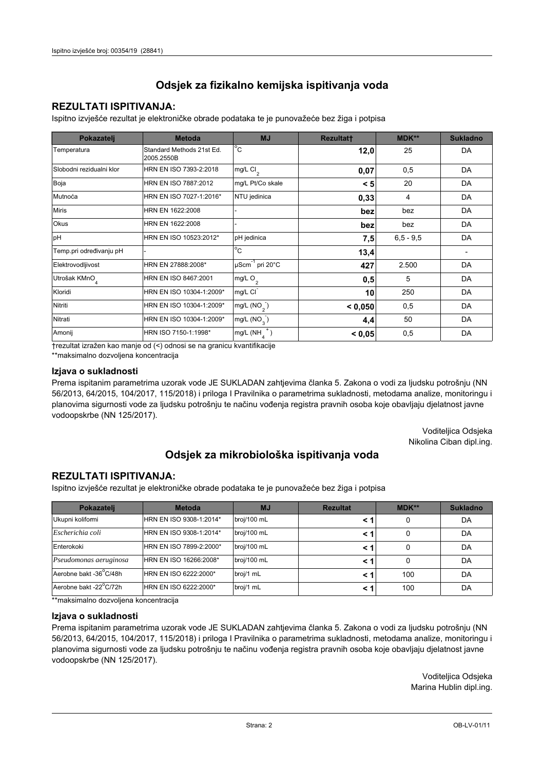## Odsjek za fizikalno kemijska ispitivanja voda

### REZULTATI ISPITIVANJA:

Ispitno izvješće rezultat je elektroničke obrade podataka te je punovažeće bez žiga i potpisa

| Pokazatelj | Metoda | MJ | Rezultat† | MDK** | Sukladno |
|---|---|---|---|---|---|
| Temperatura | Standard Methods 21st Ed. 2005.2550B | °C | **12,0** | 25 | DA |
| Slobodni rezidualni klor | HRN EN ISO 7393-2:2018 | mg/L $Cl_2$ | **0,07** | 0,5 | DA |
| Boja | HRN EN ISO 7887:2012 | mg/L Pt/Co skale | **< 5** | 20 | DA |
| Mutnoća | HRN EN ISO 7027-1:2016* | NTU jedinica | **0,33** | 4 | DA |
| Miris | HRN EN 1622:2008 | - | **bez** | bez | DA |
| Okus | HRN EN 1622:2008 | - | **bez** | bez | DA |
| pH | HRN EN ISO 10523:2012* | pH jedinica | **7,5** | 6,5 - 9,5 | DA |
| Temp.pri određivanju pH | - | °C | **13,4** | | - |
| Elektrovodljivost | HRN EN 27888:2008* | $\mu Scm^{-1}$ pri 20°C | **427** | 2.500 | DA |
| Utrošak $KMnO_4$ | HRN EN ISO 8467:2001 | mg/L $O_2$ | **0,5** | 5 | DA |
| Kloridi | HRN EN ISO 10304-1:2009* | mg/L $Cl^-$ | **10** | 250 | DA |
| Nitriti | HRN EN ISO 10304-1:2009* | mg/L ($NO_2^-$) | **< 0,050** | 0,5 | DA |
| Nitrati | HRN EN ISO 10304-1:2009* | mg/L ($NO_3^-$) | **4,4** | 50 | DA |
| Amonij | HRN ISO 7150-1:1998* | mg/L ($NH_4^+$) | **< 0,05** | 0,5 | DA |

†rezultat izražen kao manje od (<) odnosi se na granicu kvantifikacije

**maksimalno dozvoljena koncentracija

### Izjava o sukladnosti

Prema ispitanim parametrima uzorak vode JE SUKLADAN zahtjevima članka 5. Zakona o vodi za ljudsku potrošnju (NN 56/2013, 64/2015, 104/2017, 115/2018) i priloga I Pravilnika o parametrima sukladnosti, metodama analize, monitoringu i planovima sigurnosti vode za ljudsku potrošnju te načinu vođenja registra pravnih osoba koje obavljaju djelatnost javne vodoopskrbe (NN 125/2017).

Voditeljica Odsjeka
Nikolina Ciban dipl.ing.

## Odsjek za mikrobiološka ispitivanja voda

### REZULTATI ISPITIVANJA:

Ispitno izvješće rezultat je elektroničke obrade podataka te je punovažeće bez žiga i potpisa

| Pokazatelj | Metoda | MJ | Rezultat | MDK** | Sukladno |
|---|---|---|---|---|---|
| Ukupni koliformi | HRN EN ISO 9308-1:2014* | broj/100 mL | **< 1** | 0 | DA |
| *Escherichia coli* | HRN EN ISO 9308-1:2014* | broj/100 mL | **< 1** | 0 | DA |
| Enterokoki | HRN EN ISO 7899-2:2000* | broj/100 mL | **< 1** | 0 | DA |
| *Pseudomonas aeruginosa* | HRN EN ISO 16266:2008* | broj/100 mL | **< 1** | 0 | DA |
| Aerobne bakt -36°C/48h | HRN EN ISO 6222:2000* | broj/1 mL | **< 1** | 100 | DA |
| Aerobne bakt -22°C/72h | HRN EN ISO 6222:2000* | broj/1 mL | **< 1** | 100 | DA |

**maksimalno dozvoljena koncentracija

### Izjava o sukladnosti

Prema ispitanim parametrima uzorak vode JE SUKLADAN zahtjevima članka 5. Zakona o vodi za ljudsku potrošnju (NN 56/2013, 64/2015, 104/2017, 115/2018) i priloga I Pravilnika o parametrima sukladnosti, metodama analize, monitoringu i planovima sigurnosti vode za ljudsku potrošnju te načinu vođenja registra pravnih osoba koje obavljaju djelatnost javne vodoopskrbe (NN 125/2017).

Voditeljica Odsjeka
Marina Hublin dipl.ing.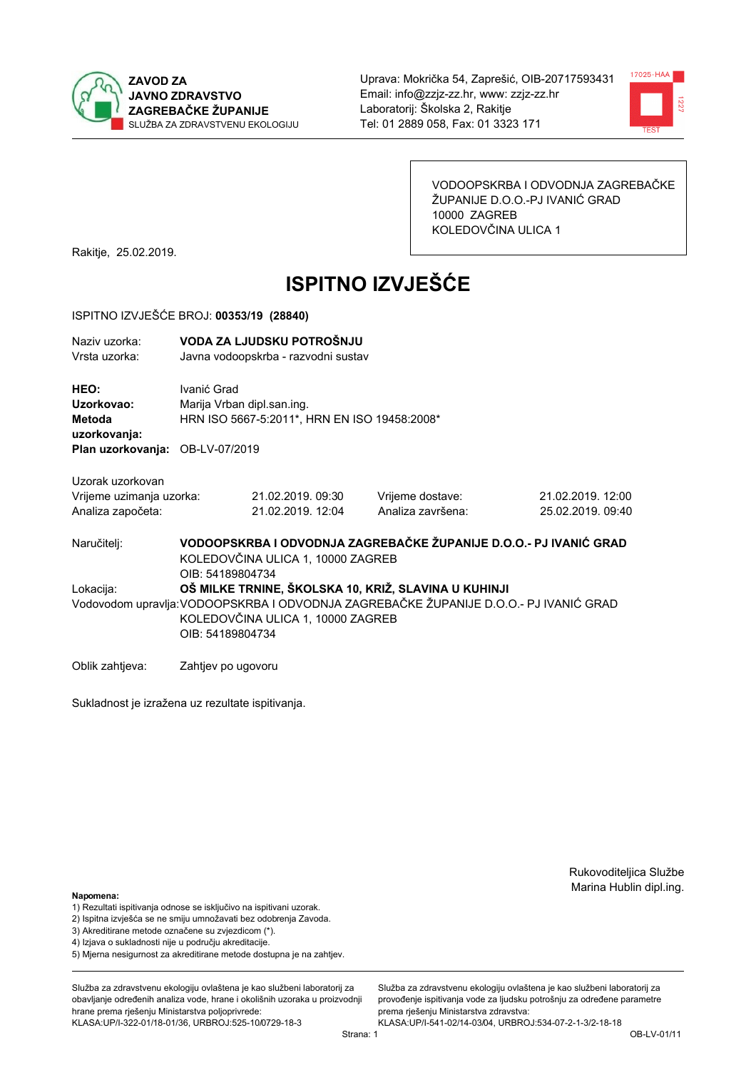**ZAVOD ZA JAVNO ZDRAVSTVO ZAGREBAČKE ŽUPANIJE**
SLUŽBA ZA ZDRAVSTVENU EKOLOGIJU

Uprava: Mokrička 54, Zaprešić, OIB-20717593431
Email: info@zzjz-zz.hr, www: zzjz-zz.hr
Laboratorij: Školska 2, Rakitje
Tel: 01 2889 058, Fax: 01 3323 171

VODOOPSKRBA I ODVODNJA ZAGREBAČKE ŽUPANIJE D.O.O.-PJ IVANIĆ GRAD
10000 ZAGREB
KOLEDOVČINA ULICA 1

Rakitje, 25.02.2019.

# ISPITNO IZVJEŠĆE

ISPITNO IZVJEŠĆE BROJ: **00353/19 (28840)**

| | |
|---|---|
| Naziv uzorka: | **VODA ZA LJUDSKU POTROŠNJU** |
| Vrsta uzorka: | Javna vodoopskrba - razvodni sustav |

| | |
|---|---|
| **HEO:** | Ivanić Grad |
| **Uzorkovao:** | Marija Vrban dipl.san.ing. |
| **Metoda uzorkovanja:** | HRN ISO 5667-5:2011*, HRN EN ISO 19458:2008* |
| **Plan uzorkovanja:** | OB-LV-07/2019 |

Uzorak uzorkovan

| | | | |
|---|---|---|---|
| Vrijeme uzimanja uzorka: | 21.02.2019. 09:30 | Vrijeme dostave: | 21.02.2019. 12:00 |
| Analiza započeta: | 21.02.2019. 12:04 | Analiza završena: | 25.02.2019. 09:40 |

Naručitelj: **VODOOPSKRBA I ODVODNJA ZAGREBAČKE ŽUPANIJE D.O.O.- PJ IVANIĆ GRAD**
KOLEDOVČINA ULICA 1, 10000 ZAGREB
OIB: 54189804734

Lokacija: **OŠ MILKE TRNINE, ŠKOLSKA 10, KRIŽ, SLAVINA U KUHINJI**

Vodovodom upravlja: VODOOPSKRBA I ODVODNJA ZAGREBAČKE ŽUPANIJE D.O.O.- PJ IVANIĆ GRAD
KOLEDOVČINA ULICA 1, 10000 ZAGREB
OIB: 54189804734

Oblik zahtjeva: Zahtjev po ugovoru

Sukladnost je izražena uz rezultate ispitivanja.

Rukovoditeljica Službe
Marina Hublin dipl.ing.

**Napomena:**
1) Rezultati ispitivanja odnose se isključivo na ispitivani uzorak.
2) Ispitna izvješća se ne smiju umnožavati bez odobrenja Zavoda.
3) Akreditirane metode označene su zvjezdicom (*).
4) Izjava o sukladnosti nije u području akreditacije.
5) Mjerna nesigurnost za akreditirane metode dostupna je na zahtjev.

Služba za zdravstvenu ekologiju ovlaštena je kao službeni laboratorij za obavljanje određenih analiza vode, hrane i okolišnih uzoraka u proizvodnji hrane prema rješenju Ministarstva poljoprivrede: KLASA:UP/I-322-01/18-01/36, URBROJ:525-10/0729-18-3

Služba za zdravstvenu ekologiju ovlaštena je kao službeni laboratorij za provođenje ispitivanja vode za ljudsku potrošnju za određene parametre prema rješenju Ministarstva zdravstva: KLASA:UP/I-541-02/14-03/04, URBROJ:534-07-2-1-3/2-18-18

OB-LV-01/11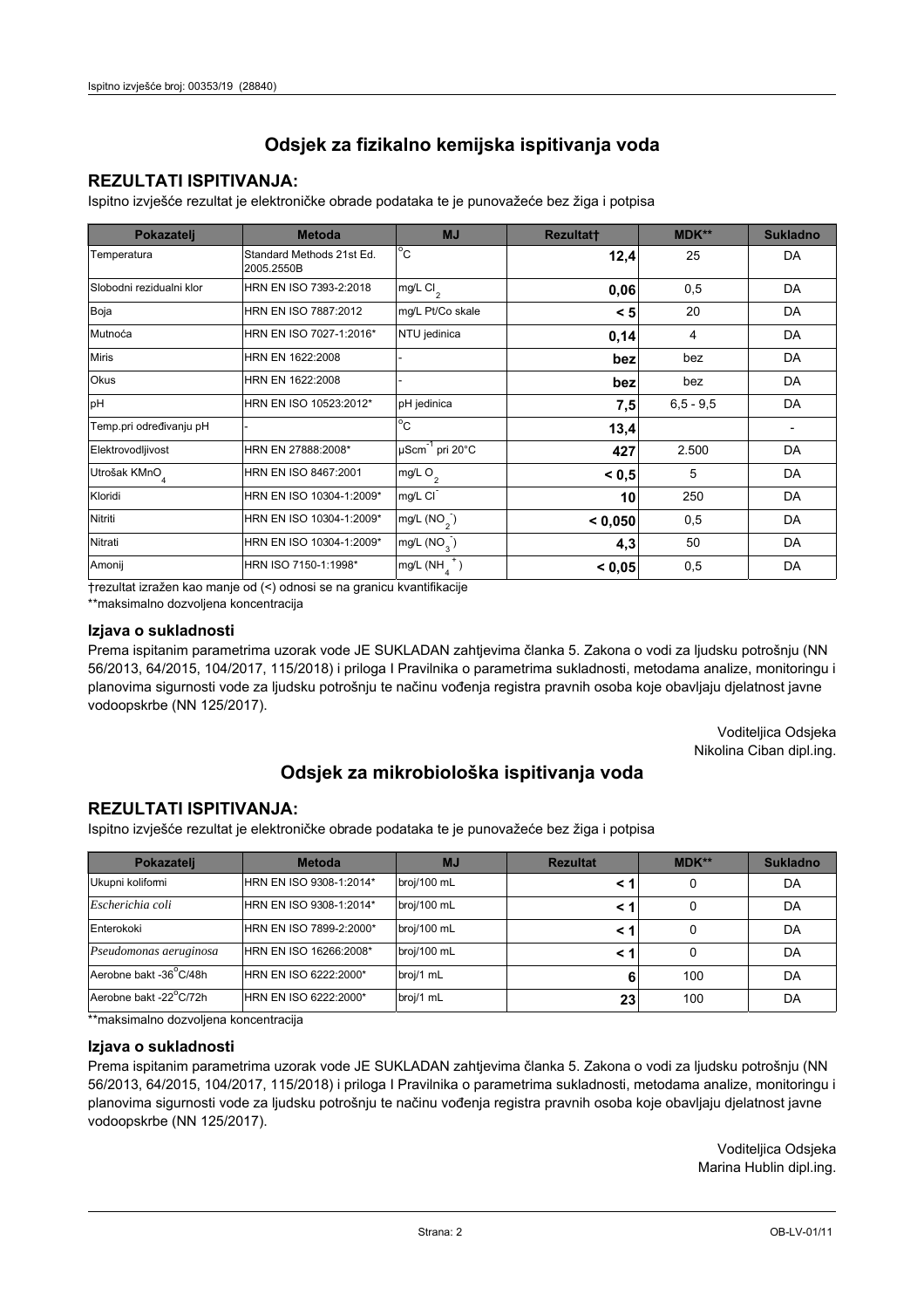## Odsjek za fizikalno kemijska ispitivanja voda

### REZULTATI ISPITIVANJA:

Ispitno izvješće rezultat je elektroničke obrade podataka te je punovažeće bez žiga i potpisa

| Pokazatelj | Metoda | MJ | Rezultat† | MDK** | Sukladno |
|---|---|---|---|---|---|
| Temperatura | Standard Methods 21st Ed. 2005.2550B | °C | **12,4** | 25 | DA |
| Slobodni rezidualni klor | HRN EN ISO 7393-2:2018 | mg/L $Cl_2$ | **0,06** | 0,5 | DA |
| Boja | HRN EN ISO 7887:2012 | mg/L Pt/Co skale | **< 5** | 20 | DA |
| Mutnoća | HRN EN ISO 7027-1:2016* | NTU jedinica | **0,14** | 4 | DA |
| Miris | HRN EN 1622:2008 | - | **bez** | bez | DA |
| Okus | HRN EN 1622:2008 | - | **bez** | bez | DA |
| pH | HRN EN ISO 10523:2012* | pH jedinica | **7,5** | 6,5 - 9,5 | DA |
| Temp.pri određivanju pH | - | °C | **13,4** | | - |
| Elektrovodljivost | HRN EN 27888:2008* | $\mu Scm^{-1}$ pri 20°C | **427** | 2.500 | DA |
| Utrošak $KMnO_4$ | HRN EN ISO 8467:2001 | mg/L $O_2$ | **< 0,5** | 5 | DA |
| Kloridi | HRN EN ISO 10304-1:2009* | mg/L $Cl^-$ | **10** | 250 | DA |
| Nitriti | HRN EN ISO 10304-1:2009* | mg/L ($NO_2^-$) | **< 0,050** | 0,5 | DA |
| Nitrati | HRN EN ISO 10304-1:2009* | mg/L ($NO_3^-$) | **4,3** | 50 | DA |
| Amonij | HRN ISO 7150-1:1998* | mg/L ($NH_4^+$) | **< 0,05** | 0,5 | DA |

†rezultat izražen kao manje od (<) odnosi se na granicu kvantifikacije

**maksimalno dozvoljena koncentracija

### Izjava o sukladnosti

Prema ispitanim parametrima uzorak vode JE SUKLADAN zahtjevima članka 5. Zakona o vodi za ljudsku potrošnju (NN 56/2013, 64/2015, 104/2017, 115/2018) i priloga I Pravilnika o parametrima sukladnosti, metodama analize, monitoringu i planovima sigurnosti vode za ljudsku potrošnju te načinu vođenja registra pravnih osoba koje obavljaju djelatnost javne vodoopskrbe (NN 125/2017).

Voditeljica Odsjeka
Nikolina Ciban dipl.ing.

## Odsjek za mikrobiološka ispitivanja voda

### REZULTATI ISPITIVANJA:

Ispitno izvješće rezultat je elektroničke obrade podataka te je punovažeće bez žiga i potpisa

| Pokazatelj | Metoda | MJ | Rezultat | MDK** | Sukladno |
|---|---|---|---|---|---|
| Ukupni koliformi | HRN EN ISO 9308-1:2014* | broj/100 mL | **< 1** | 0 | DA |
| *Escherichia coli* | HRN EN ISO 9308-1:2014* | broj/100 mL | **< 1** | 0 | DA |
| Enterokoki | HRN EN ISO 7899-2:2000* | broj/100 mL | **< 1** | 0 | DA |
| *Pseudomonas aeruginosa* | HRN EN ISO 16266:2008* | broj/100 mL | **< 1** | 0 | DA |
| Aerobne bakt -36°C/48h | HRN EN ISO 6222:2000* | broj/1 mL | **6** | 100 | DA |
| Aerobne bakt -22°C/72h | HRN EN ISO 6222:2000* | broj/1 mL | **23** | 100 | DA |

**maksimalno dozvoljena koncentracija

### Izjava o sukladnosti

Prema ispitanim parametrima uzorak vode JE SUKLADAN zahtjevima članka 5. Zakona o vodi za ljudsku potrošnju (NN 56/2013, 64/2015, 104/2017, 115/2018) i priloga I Pravilnika o parametrima sukladnosti, metodama analize, monitoringu i planovima sigurnosti vode za ljudsku potrošnju te načinu vođenja registra pravnih osoba koje obavljaju djelatnost javne vodoopskrbe (NN 125/2017).

Voditeljica Odsjeka
Marina Hublin dipl.ing.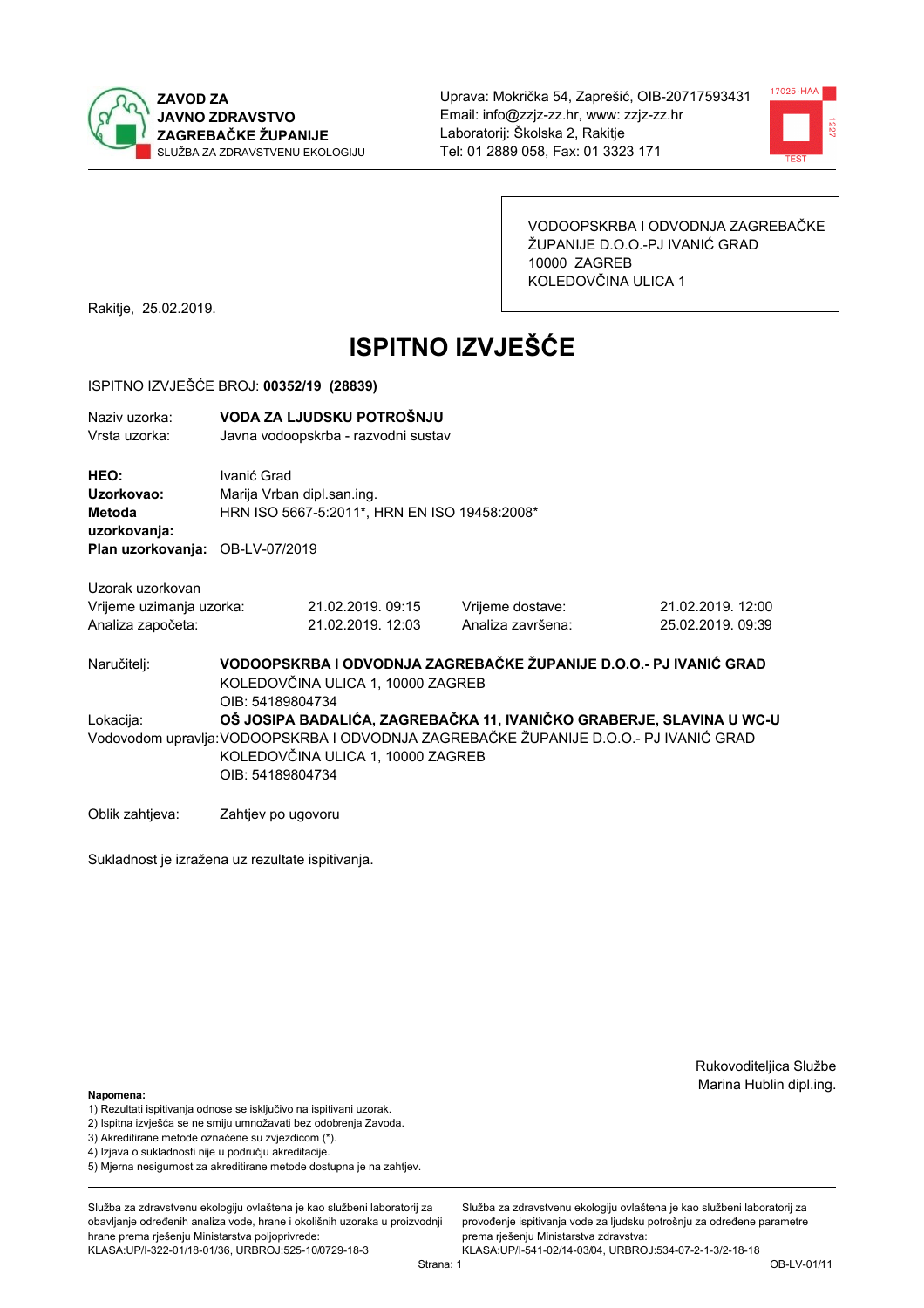ZAVOD ZA JAVNO ZDRAVSTVO ZAGREBAČKE ŽUPANIJE
SLUŽBA ZA ZDRAVSTVENU EKOLOGIJU

Uprava: Mokrička 54, Zaprešić, OIB-20717593431
Email: info@zzjz-zz.hr, www: zzjz-zz.hr
Laboratorij: Školska 2, Rakitje
Tel: 01 2889 058, Fax: 01 3323 171

VODOOPSKRBA I ODVODNJA ZAGREBAČKE ŽUPANIJE D.O.O.-PJ IVANIĆ GRAD
10000 ZAGREB
KOLEDOVČINA ULICA 1

Rakitje, 25.02.2019.

# ISPITNO IZVJEŠĆE

ISPITNO IZVJEŠĆE BROJ: **00352/19 (28839)**

| | |
|---|---|
| Naziv uzorka: | **VODA ZA LJUDSKU POTROŠNJU** |
| Vrsta uzorka: | Javna vodoopskrba - razvodni sustav |
| **HEO:** | Ivanić Grad |
| **Uzorkovao:** | Marija Vrban dipl.san.ing. |
| **Metoda uzorkovanja:** | HRN ISO 5667-5:2011*, HRN EN ISO 19458:2008* |
| **Plan uzorkovanja:** | OB-LV-07/2019 |

Uzorak uzorkovan

| | | | |
|---|---|---|---|
| Vrijeme uzimanja uzorka: | 21.02.2019. 09:15 | Vrijeme dostave: | 21.02.2019. 12:00 |
| Analiza započeta: | 21.02.2019. 12:03 | Analiza završena: | 25.02.2019. 09:39 |

Naručitelj: **VODOOPSKRBA I ODVODNJA ZAGREBAČKE ŽUPANIJE D.O.O.- PJ IVANIĆ GRAD**
KOLEDOVČINA ULICA 1, 10000 ZAGREB
OIB: 54189804734

Lokacija: **OŠ JOSIPA BADALIĆA, ZAGREBAČKA 11, IVANIČKO GRABERJE, SLAVINA U WC-U**

Vodovodom upravlja: VODOOPSKRBA I ODVODNJA ZAGREBAČKE ŽUPANIJE D.O.O.- PJ IVANIĆ GRAD
KOLEDOVČINA ULICA 1, 10000 ZAGREB
OIB: 54189804734

Oblik zahtjeva: Zahtjev po ugovoru

Sukladnost je izražena uz rezultate ispitivanja.

Rukovoditeljica Službe
Marina Hublin dipl.ing.

**Napomena:**
1) Rezultati ispitivanja odnose se isključivo na ispitivani uzorak.
2) Ispitna izvješća se ne smiju umnožavati bez odobrenja Zavoda.
3) Akreditirane metode označene su zvjezdicom (*).
4) Izjava o sukladnosti nije u području akreditacije.
5) Mjerna nesigurnost za akreditirane metode dostupna je na zahtjev.

Služba za zdravstvenu ekologiju ovlaštena je kao službeni laboratorij za obavljanje određenih analiza vode, hrane i okolišnih uzoraka u proizvodnji hrane prema rješenju Ministarstva poljoprivrede:
KLASA:UP/I-322-01/18-01/36, URBROJ:525-10/0729-18-3

Služba za zdravstvenu ekologiju ovlaštena je kao službeni laboratorij za provođenje ispitivanja vode za ljudsku potrošnju za određene parametre prema rješenju Ministarstva zdravstva:
KLASA:UP/I-541-02/14-03/04, URBROJ:534-07-2-1-3/2-18-18

OB-LV-01/11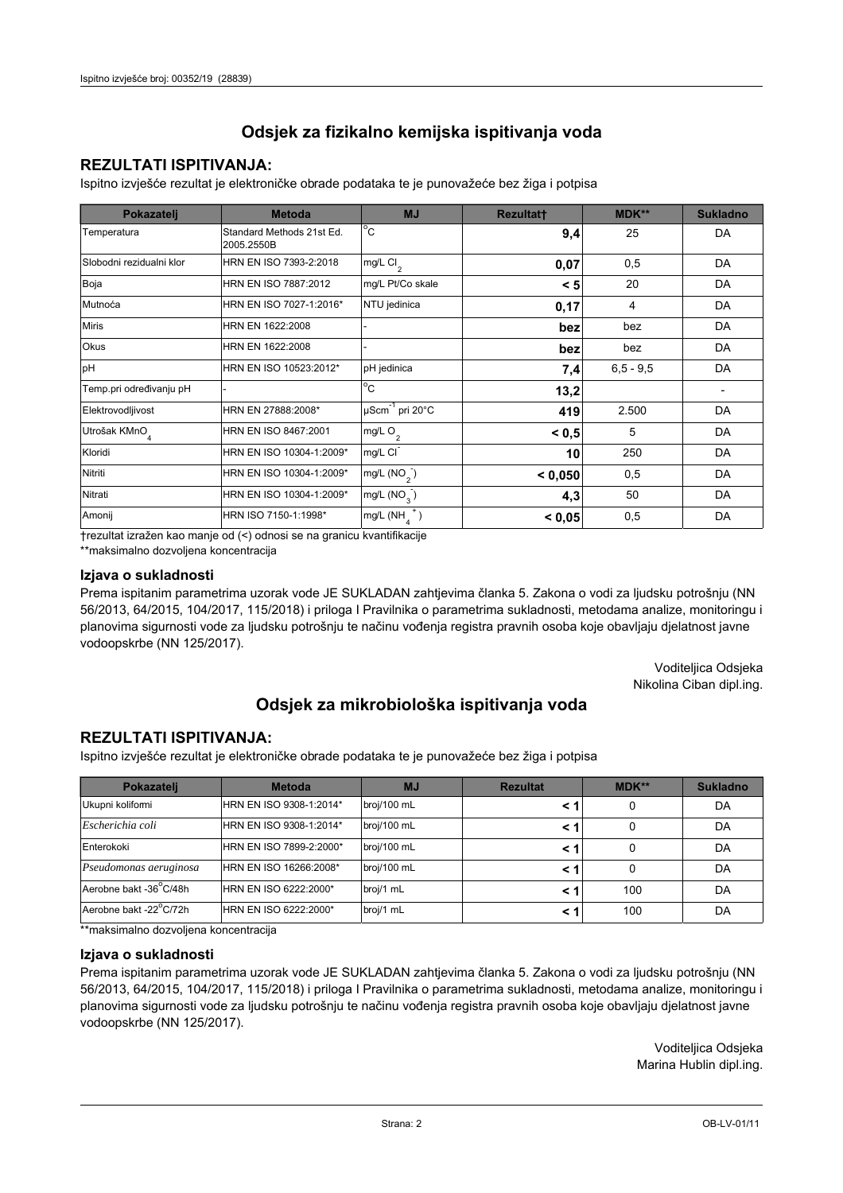## Odsjek za fizikalno kemijska ispitivanja voda

### REZULTATI ISPITIVANJA:

Ispitno izvješće rezultat je elektroničke obrade podataka te je punovažeće bez žiga i potpisa

| Pokazatelj | Metoda | MJ | Rezultat† | MDK** | Sukladno |
|---|---|---|---|---|---|
| Temperatura | Standard Methods 21st Ed. 2005.2550B | °C | **9,4** | 25 | DA |
| Slobodni rezidualni klor | HRN EN ISO 7393-2:2018 | mg/L $Cl_2$ | **0,07** | 0,5 | DA |
| Boja | HRN EN ISO 7887:2012 | mg/L Pt/Co skale | **< 5** | 20 | DA |
| Mutnoća | HRN EN ISO 7027-1:2016* | NTU jedinica | **0,17** | 4 | DA |
| Miris | HRN EN 1622:2008 | - | **bez** | bez | DA |
| Okus | HRN EN 1622:2008 | - | **bez** | bez | DA |
| pH | HRN EN ISO 10523:2012* | pH jedinica | **7,4** | 6,5 - 9,5 | DA |
| Temp.pri određivanju pH | - | °C | **13,2** | | - |
| Elektrovodljivost | HRN EN 27888:2008* | $\mu Scm^{-1}$ pri 20°C | **419** | 2.500 | DA |
| Utrošak $KMnO_4$ | HRN EN ISO 8467:2001 | mg/L $O_2$ | **< 0,5** | 5 | DA |
| Kloridi | HRN EN ISO 10304-1:2009* | mg/L $Cl^-$ | **10** | 250 | DA |
| Nitriti | HRN EN ISO 10304-1:2009* | mg/L ($NO_2^-$) | **< 0,050** | 0,5 | DA |
| Nitrati | HRN EN ISO 10304-1:2009* | mg/L ($NO_3^-$) | **4,3** | 50 | DA |
| Amonij | HRN ISO 7150-1:1998* | mg/L ($NH_4^+$) | **< 0,05** | 0,5 | DA |

†rezultat izražen kao manje od (<) odnosi se na granicu kvantifikacije

**maksimalno dozvoljena koncentracija

### Izjava o sukladnosti

Prema ispitanim parametrima uzorak vode JE SUKLADAN zahtjevima članka 5. Zakona o vodi za ljudsku potrošnju (NN 56/2013, 64/2015, 104/2017, 115/2018) i priloga I Pravilnika o parametrima sukladnosti, metodama analize, monitoringu i planovima sigurnosti vode za ljudsku potrošnju te načinu vođenja registra pravnih osoba koje obavljaju djelatnost javne vodoopskrbe (NN 125/2017).

Voditeljica Odsjeka
Nikolina Ciban dipl.ing.

## Odsjek za mikrobiološka ispitivanja voda

### REZULTATI ISPITIVANJA:

Ispitno izvješće rezultat je elektroničke obrade podataka te je punovažeće bez žiga i potpisa

| Pokazatelj | Metoda | MJ | Rezultat | MDK** | Sukladno |
|---|---|---|---|---|---|
| Ukupni koliformi | HRN EN ISO 9308-1:2014* | broj/100 mL | **< 1** | 0 | DA |
| *Escherichia coli* | HRN EN ISO 9308-1:2014* | broj/100 mL | **< 1** | 0 | DA |
| Enterokoki | HRN EN ISO 7899-2:2000* | broj/100 mL | **< 1** | 0 | DA |
| *Pseudomonas aeruginosa* | HRN EN ISO 16266:2008* | broj/100 mL | **< 1** | 0 | DA |
| Aerobne bakt -36°C/48h | HRN EN ISO 6222:2000* | broj/1 mL | **< 1** | 100 | DA |
| Aerobne bakt -22°C/72h | HRN EN ISO 6222:2000* | broj/1 mL | **< 1** | 100 | DA |

**maksimalno dozvoljena koncentracija

### Izjava o sukladnosti

Prema ispitanim parametrima uzorak vode JE SUKLADAN zahtjevima članka 5. Zakona o vodi za ljudsku potrošnju (NN 56/2013, 64/2015, 104/2017, 115/2018) i priloga I Pravilnika o parametrima sukladnosti, metodama analize, monitoringu i planovima sigurnosti vode za ljudsku potrošnju te načinu vođenja registra pravnih osoba koje obavljaju djelatnost javne vodoopskrbe (NN 125/2017).

Voditeljica Odsjeka
Marina Hublin dipl.ing.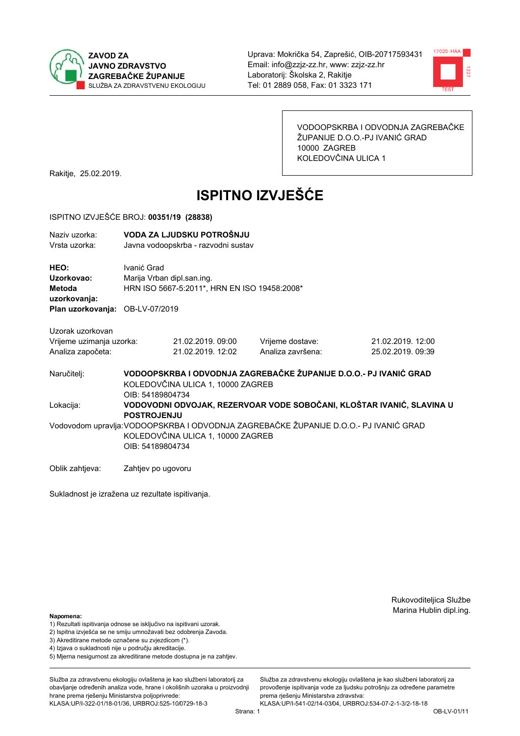ZAVOD ZA JAVNO ZDRAVSTVO ZAGREBAČKE ŽUPANIJE
SLUŽBA ZA ZDRAVSTVENU EKOLOGIJU

Uprava: Mokrička 54, Zaprešić, OIB-20717593431
Email: info@zzjz-zz.hr, www: zzjz-zz.hr
Laboratorij: Školska 2, Rakitje
Tel: 01 2889 058, Fax: 01 3323 171

VODOOPSKRBA I ODVODNJA ZAGREBAČKE ŽUPANIJE D.O.O.-PJ IVANIĆ GRAD
10000 ZAGREB
KOLEDOVČINA ULICA 1

Rakitje, 25.02.2019.

# ISPITNO IZVJEŠĆE

ISPITNO IZVJEŠĆE BROJ: **00351/19 (28838)**

Naziv uzorka: **VODA ZA LJUDSKU POTROŠNJU**
Vrsta uzorka: Javna vodoopskrba - razvodni sustav

**HEO:** Ivanić Grad
**Uzorkovao:** Marija Vrban dipl.san.ing.
**Metoda uzorkovanja:** HRN ISO 5667-5:2011*, HRN EN ISO 19458:2008*
**Plan uzorkovanja:** OB-LV-07/2019

Uzorak uzorkovan

| | | | |
|---|---|---|---|
| Vrijeme uzimanja uzorka: | 21.02.2019. 09:00 | Vrijeme dostave: | 21.02.2019. 12:00 |
| Analiza započeta: | 21.02.2019. 12:02 | Analiza završena: | 25.02.2019. 09:39 |

Naručitelj: **VODOOPSKRBA I ODVODNJA ZAGREBAČKE ŽUPANIJE D.O.O.- PJ IVANIĆ GRAD**
KOLEDOVČINA ULICA 1, 10000 ZAGREB
OIB: 54189804734

Lokacija: **VODOVODNI ODVOJAK, REZERVOAR VODE SOBOČANI, KLOŠTAR IVANIĆ, SLAVINA U POSTROJENJU**

Vodovodom upravlja: VODOOPSKRBA I ODVODNJA ZAGREBAČKE ŽUPANIJE D.O.O.- PJ IVANIĆ GRAD
KOLEDOVČINA ULICA 1, 10000 ZAGREB
OIB: 54189804734

Oblik zahtjeva: Zahtjev po ugovoru

Sukladnost je izražena uz rezultate ispitivanja.

Rukovoditeljica Službe
Marina Hublin dipl.ing.

**Napomena:**
1) Rezultati ispitivanja odnose se isključivo na ispitivani uzorak.
2) Ispitna izvješća se ne smiju umnožavati bez odobrenja Zavoda.
3) Akreditirane metode označene su zvjezdicom (*).
4) Izjava o sukladnosti nije u području akreditacije.
5) Mjerna nesigurnost za akreditirane metode dostupna je na zahtjev.

Služba za zdravstvenu ekologiju ovlaštena je kao službeni laboratorij za obavljanje određenih analiza vode, hrane i okolišnih uzoraka u proizvodnji hrane prema rješenju Ministarstva poljoprivrede: KLASA:UP/I-322-01/18-01/36, URBROJ:525-10/0729-18-3

Služba za zdravstvenu ekologiju ovlaštena je kao službeni laboratorij za provođenje ispitivanja vode za ljudsku potrošnju za određene parametre prema rješenju Ministarstva zdravstva: KLASA:UP/I-541-02/14-03/04, URBROJ:534-07-2-1-3/2-18-18

OB-LV-01/11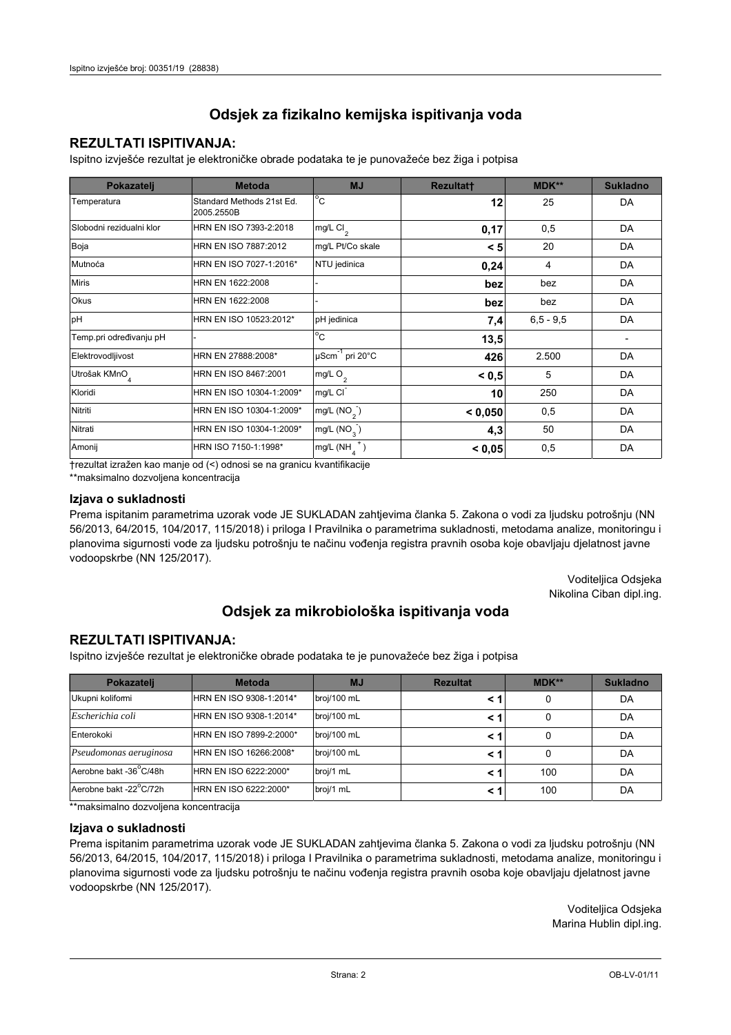## Odsjek za fizikalno kemijska ispitivanja voda

### REZULTATI ISPITIVANJA:

Ispitno izvješće rezultat je elektroničke obrade podataka te je punovažeće bez žiga i potpisa

| Pokazatelj | Metoda | MJ | Rezultat† | MDK** | Sukladno |
|---|---|---|---|---|---|
| Temperatura | Standard Methods 21st Ed. 2005.2550B | °C | **12** | 25 | DA |
| Slobodni rezidualni klor | HRN EN ISO 7393-2:2018 | mg/L $Cl_2$ | **0,17** | 0,5 | DA |
| Boja | HRN EN ISO 7887:2012 | mg/L Pt/Co skale | **< 5** | 20 | DA |
| Mutnoća | HRN EN ISO 7027-1:2016* | NTU jedinica | **0,24** | 4 | DA |
| Miris | HRN EN 1622:2008 | - | **bez** | bez | DA |
| Okus | HRN EN 1622:2008 | - | **bez** | bez | DA |
| pH | HRN EN ISO 10523:2012* | pH jedinica | **7,4** | 6,5 - 9,5 | DA |
| Temp.pri određivanju pH | - | °C | **13,5** | | - |
| Elektrovodljivost | HRN EN 27888:2008* | $\mu Scm^{-1}$ pri 20°C | **426** | 2.500 | DA |
| Utrošak $KMnO_4$ | HRN EN ISO 8467:2001 | mg/L $O_2$ | **< 0,5** | 5 | DA |
| Kloridi | HRN EN ISO 10304-1:2009* | mg/L $Cl^-$ | **10** | 250 | DA |
| Nitriti | HRN EN ISO 10304-1:2009* | mg/L ($NO_2^-$) | **< 0,050** | 0,5 | DA |
| Nitrati | HRN EN ISO 10304-1:2009* | mg/L ($NO_3^-$) | **4,3** | 50 | DA |
| Amonij | HRN ISO 7150-1:1998* | mg/L ($NH_4^+$) | **< 0,05** | 0,5 | DA |

†rezultat izražen kao manje od (<) odnosi se na granicu kvantifikacije

**maksimalno dozvoljena koncentracija

### Izjava o sukladnosti

Prema ispitanim parametrima uzorak vode JE SUKLADAN zahtjevima članka 5. Zakona o vodi za ljudsku potrošnju (NN 56/2013, 64/2015, 104/2017, 115/2018) i priloga I Pravilnika o parametrima sukladnosti, metodama analize, monitoringu i planovima sigurnosti vode za ljudsku potrošnju te načinu vođenja registra pravnih osoba koje obavljaju djelatnost javne vodoopskrbe (NN 125/2017).

Voditeljica Odsjeka
Nikolina Ciban dipl.ing.

## Odsjek za mikrobiološka ispitivanja voda

### REZULTATI ISPITIVANJA:

Ispitno izvješće rezultat je elektroničke obrade podataka te je punovažeće bez žiga i potpisa

| Pokazatelj | Metoda | MJ | Rezultat | MDK** | Sukladno |
|---|---|---|---|---|---|
| Ukupni koliformi | HRN EN ISO 9308-1:2014* | broj/100 mL | **< 1** | 0 | DA |
| *Escherichia coli* | HRN EN ISO 9308-1:2014* | broj/100 mL | **< 1** | 0 | DA |
| Enterokoki | HRN EN ISO 7899-2:2000* | broj/100 mL | **< 1** | 0 | DA |
| *Pseudomonas aeruginosa* | HRN EN ISO 16266:2008* | broj/100 mL | **< 1** | 0 | DA |
| Aerobne bakt -36°C/48h | HRN EN ISO 6222:2000* | broj/1 mL | **< 1** | 100 | DA |
| Aerobne bakt -22°C/72h | HRN EN ISO 6222:2000* | broj/1 mL | **< 1** | 100 | DA |

**maksimalno dozvoljena koncentracija

### Izjava o sukladnosti

Prema ispitanim parametrima uzorak vode JE SUKLADAN zahtjevima članka 5. Zakona o vodi za ljudsku potrošnju (NN 56/2013, 64/2015, 104/2017, 115/2018) i priloga I Pravilnika o parametrima sukladnosti, metodama analize, monitoringu i planovima sigurnosti vode za ljudsku potrošnju te načinu vođenja registra pravnih osoba koje obavljaju djelatnost javne vodoopskrbe (NN 125/2017).

Voditeljica Odsjeka
Marina Hublin dipl.ing.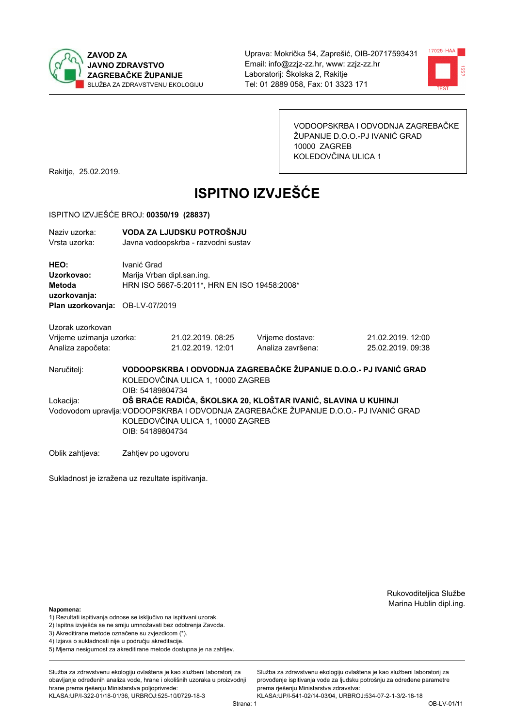ZAVOD ZA
JAVNO ZDRAVSTVO
ZAGREBAČKE ŽUPANIJE
SLUŽBA ZA ZDRAVSTVENU EKOLOGIJU

Uprava: Mokrička 54, Zaprešić, OIB-20717593431
Email: info@zzjz-zz.hr, www: zzjz-zz.hr
Laboratorij: Školska 2, Rakitje
Tel: 01 2889 058, Fax: 01 3323 171

VODOOPSKRBA I ODVODNJA ZAGREBAČKE ŽUPANIJE D.O.O.-PJ IVANIĆ GRAD
10000 ZAGREB
KOLEDOVČINA ULICA 1

Rakitje, 25.02.2019.

# ISPITNO IZVJEŠĆE

ISPITNO IZVJEŠĆE BROJ: **00350/19 (28837)**

| | |
|---|---|
| Naziv uzorka: | **VODA ZA LJUDSKU POTROŠNJU** |
| Vrsta uzorka: | Javna vodoopskrba - razvodni sustav |

| | |
|---|---|
| **HEO:** | Ivanić Grad |
| **Uzorkovao:** | Marija Vrban dipl.san.ing. |
| **Metoda uzorkovanja:** | HRN ISO 5667-5:2011*, HRN EN ISO 19458:2008* |
| **Plan uzorkovanja:** | OB-LV-07/2019 |

Uzorak uzorkovan

| | | | |
|---|---|---|---|
| Vrijeme uzimanja uzorka: | 21.02.2019. 08:25 | Vrijeme dostave: | 21.02.2019. 12:00 |
| Analiza započeta: | 21.02.2019. 12:01 | Analiza završena: | 25.02.2019. 09:38 |

Naručitelj: **VODOOPSKRBA I ODVODNJA ZAGREBAČKE ŽUPANIJE D.O.O.- PJ IVANIĆ GRAD**
KOLEDOVČINA ULICA 1, 10000 ZAGREB
OIB: 54189804734

Lokacija: **OŠ BRAĆE RADIĆA, ŠKOLSKA 20, KLOŠTAR IVANIĆ, SLAVINA U KUHINJI**

Vodovodom upravlja: VODOOPSKRBA I ODVODNJA ZAGREBAČKE ŽUPANIJE D.O.O.- PJ IVANIĆ GRAD
KOLEDOVČINA ULICA 1, 10000 ZAGREB
OIB: 54189804734

Oblik zahtjeva: Zahtjev po ugovoru

Sukladnost je izražena uz rezultate ispitivanja.

Rukovoditeljica Službe
Marina Hublin dipl.ing.

**Napomena:**
1) Rezultati ispitivanja odnose se isključivo na ispitivani uzorak.
2) Ispitna izvješća se ne smiju umnožavati bez odobrenja Zavoda.
3) Akreditirane metode označene su zvjezdicom (*).
4) Izjava o sukladnosti nije u području akreditacije.
5) Mjerna nesigurnost za akreditirane metode dostupna je na zahtjev.

Služba za zdravstvenu ekologiju ovlaštena je kao službeni laboratorij za obavljanje određenih analiza vode, hrane i okolišnih uzoraka u proizvodnji hrane prema rješenju Ministarstva poljoprivrede:
KLASA:UP/I-322-01/18-01/36, URBROJ:525-10/0729-18-3

Služba za zdravstvenu ekologiju ovlaštena je kao službeni laboratorij za provođenje ispitivanja vode za ljudsku potrošnju za određene parametre prema rješenju Ministarstva zdravstva:
KLASA:UP/I-541-02/14-03/04, URBROJ:534-07-2-1-3/2-18-18

Strana: 1

OB-LV-01/11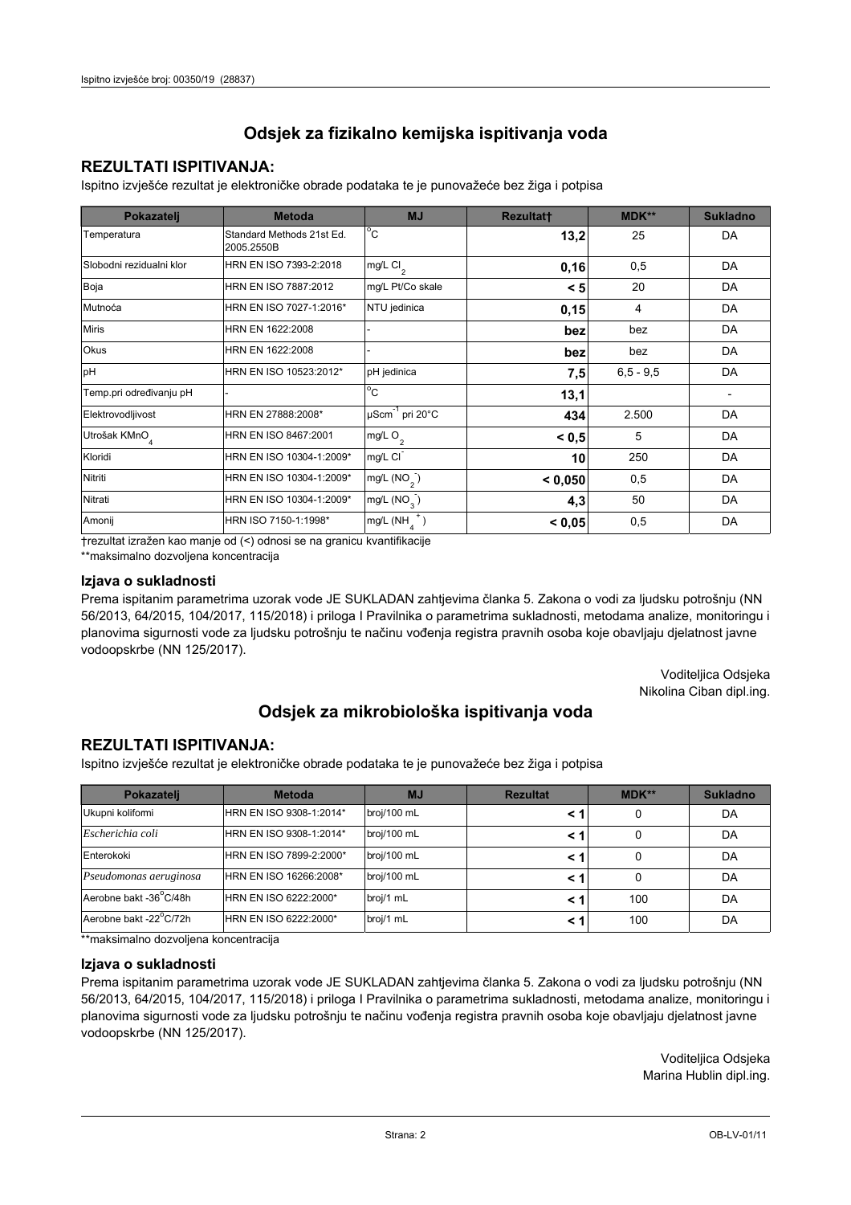## Odsjek za fizikalno kemijska ispitivanja voda

### REZULTATI ISPITIVANJA:

Ispitno izvješće rezultat je elektroničke obrade podataka te je punovažeće bez žiga i potpisa

| Pokazatelj | Metoda | MJ | Rezultat† | MDK** | Sukladno |
|---|---|---|---|---|---|
| Temperatura | Standard Methods 21st Ed. 2005.2550B | °C | **13,2** | 25 | DA |
| Slobodni rezidualni klor | HRN EN ISO 7393-2:2018 | mg/L $Cl_2$ | **0,16** | 0,5 | DA |
| Boja | HRN EN ISO 7887:2012 | mg/L Pt/Co skale | **< 5** | 20 | DA |
| Mutnoća | HRN EN ISO 7027-1:2016* | NTU jedinica | **0,15** | 4 | DA |
| Miris | HRN EN 1622:2008 | - | **bez** | bez | DA |
| Okus | HRN EN 1622:2008 | - | **bez** | bez | DA |
| pH | HRN EN ISO 10523:2012* | pH jedinica | **7,5** | 6,5 - 9,5 | DA |
| Temp.pri određivanju pH | - | °C | **13,1** | | - |
| Elektrovodljivost | HRN EN 27888:2008* | $\mu Scm^{-1}$ pri 20°C | **434** | 2.500 | DA |
| Utrošak $KMnO_4$ | HRN EN ISO 8467:2001 | mg/L $O_2$ | **< 0,5** | 5 | DA |
| Kloridi | HRN EN ISO 10304-1:2009* | mg/L $Cl^-$ | **10** | 250 | DA |
| Nitriti | HRN EN ISO 10304-1:2009* | mg/L ($NO_2^-$) | **< 0,050** | 0,5 | DA |
| Nitrati | HRN EN ISO 10304-1:2009* | mg/L ($NO_3^-$) | **4,3** | 50 | DA |
| Amonij | HRN ISO 7150-1:1998* | mg/L ($NH_4^+$) | **< 0,05** | 0,5 | DA |

†rezultat izražen kao manje od (<) odnosi se na granicu kvantifikacije

**maksimalno dozvoljena koncentracija

### Izjava o sukladnosti

Prema ispitanim parametrima uzorak vode JE SUKLADAN zahtjevima članka 5. Zakona o vodi za ljudsku potrošnju (NN 56/2013, 64/2015, 104/2017, 115/2018) i priloga I Pravilnika o parametrima sukladnosti, metodama analize, monitoringu i planovima sigurnosti vode za ljudsku potrošnju te načinu vođenja registra pravnih osoba koje obavljaju djelatnost javne vodoopskrbe (NN 125/2017).

Voditeljica Odsjeka
Nikolina Ciban dipl.ing.

## Odsjek za mikrobiološka ispitivanja voda

### REZULTATI ISPITIVANJA:

Ispitno izvješće rezultat je elektroničke obrade podataka te je punovažeće bez žiga i potpisa

| Pokazatelj | Metoda | MJ | Rezultat | MDK** | Sukladno |
|---|---|---|---|---|---|
| Ukupni koliformi | HRN EN ISO 9308-1:2014* | broj/100 mL | **< 1** | 0 | DA |
| *Escherichia coli* | HRN EN ISO 9308-1:2014* | broj/100 mL | **< 1** | 0 | DA |
| Enterokoki | HRN EN ISO 7899-2:2000* | broj/100 mL | **< 1** | 0 | DA |
| *Pseudomonas aeruginosa* | HRN EN ISO 16266:2008* | broj/100 mL | **< 1** | 0 | DA |
| Aerobne bakt -36°C/48h | HRN EN ISO 6222:2000* | broj/1 mL | **< 1** | 100 | DA |
| Aerobne bakt -22°C/72h | HRN EN ISO 6222:2000* | broj/1 mL | **< 1** | 100 | DA |

**maksimalno dozvoljena koncentracija

### Izjava o sukladnosti

Prema ispitanim parametrima uzorak vode JE SUKLADAN zahtjevima članka 5. Zakona o vodi za ljudsku potrošnju (NN 56/2013, 64/2015, 104/2017, 115/2018) i priloga I Pravilnika o parametrima sukladnosti, metodama analize, monitoringu i planovima sigurnosti vode za ljudsku potrošnju te načinu vođenja registra pravnih osoba koje obavljaju djelatnost javne vodoopskrbe (NN 125/2017).

Voditeljica Odsjeka
Marina Hublin dipl.ing.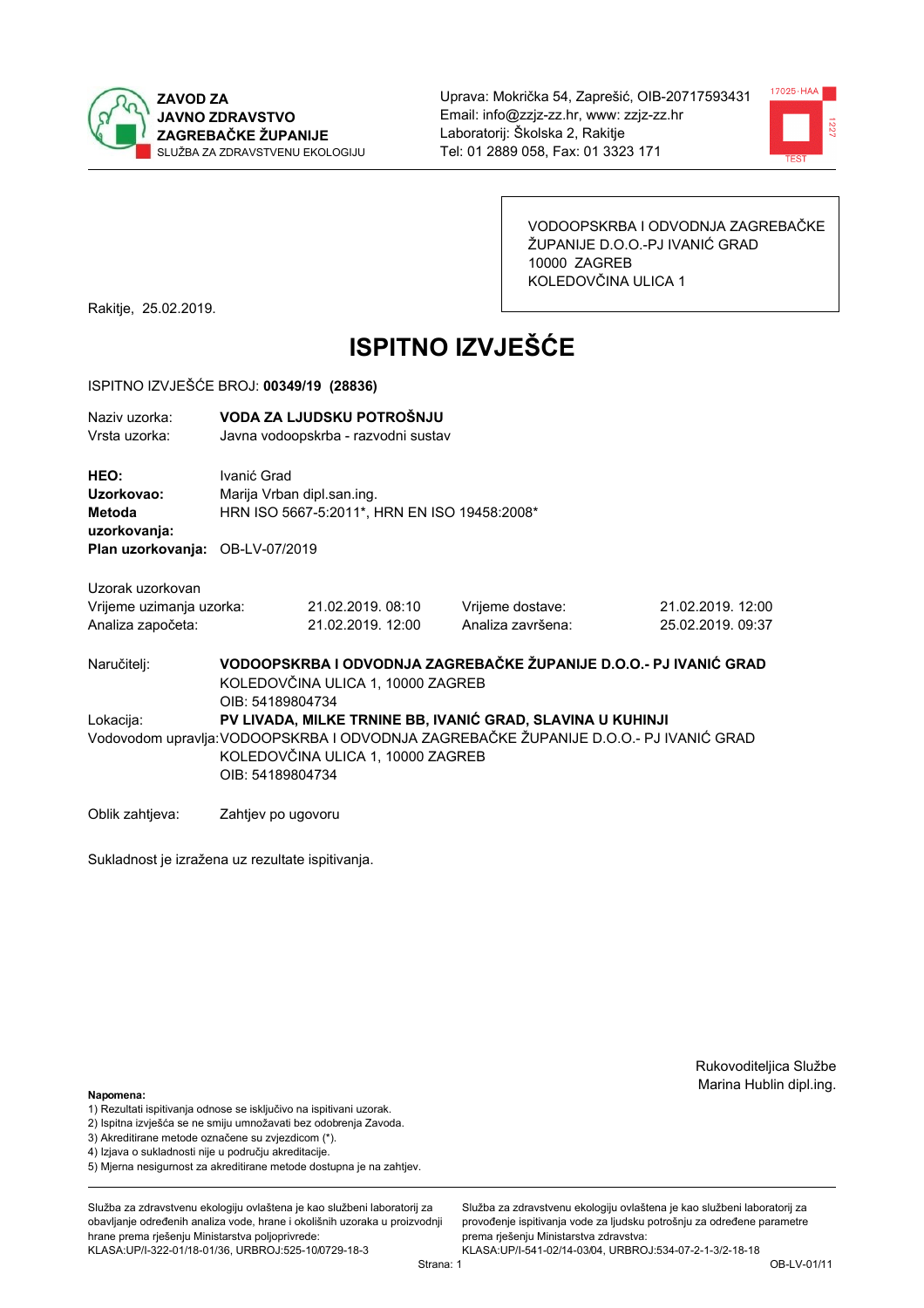ZAVOD ZA JAVNO ZDRAVSTVO ZAGREBAČKE ŽUPANIJE
SLUŽBA ZA ZDRAVSTVENU EKOLOGIJU

Uprava: Mokrička 54, Zaprešić, OIB-20717593431
Email: info@zzjz-zz.hr, www: zzjz-zz.hr
Laboratorij: Školska 2, Rakitje
Tel: 01 2889 058, Fax: 01 3323 171

VODOOPSKRBA I ODVODNJA ZAGREBAČKE ŽUPANIJE D.O.O.-PJ IVANIĆ GRAD
10000 ZAGREB
KOLEDOVČINA ULICA 1

Rakitje, 25.02.2019.

# ISPITNO IZVJEŠĆE

ISPITNO IZVJEŠĆE BROJ: **00349/19 (28836)**

| | |
|---|---|
| Naziv uzorka: | **VODA ZA LJUDSKU POTROŠNJU** |
| Vrsta uzorka: | Javna vodoopskrba - razvodni sustav |

| | |
|---|---|
| **HEO:** | Ivanić Grad |
| **Uzorkovao:** | Marija Vrban dipl.san.ing. |
| **Metoda uzorkovanja:** | HRN ISO 5667-5:2011*, HRN EN ISO 19458:2008* |
| **Plan uzorkovanja:** | OB-LV-07/2019 |

Uzorak uzorkovan

| | | | |
|---|---|---|---|
| Vrijeme uzimanja uzorka: | 21.02.2019. 08:10 | Vrijeme dostave: | 21.02.2019. 12:00 |
| Analiza započeta: | 21.02.2019. 12:00 | Analiza završena: | 25.02.2019. 09:37 |

Naručitelj: **VODOOPSKRBA I ODVODNJA ZAGREBAČKE ŽUPANIJE D.O.O.- PJ IVANIĆ GRAD**
KOLEDOVČINA ULICA 1, 10000 ZAGREB
OIB: 54189804734

Lokacija: **PV LIVADA, MILKE TRNINE BB, IVANIĆ GRAD, SLAVINA U KUHINJI**

Vodovodom upravlja: VODOOPSKRBA I ODVODNJA ZAGREBAČKE ŽUPANIJE D.O.O.- PJ IVANIĆ GRAD
KOLEDOVČINA ULICA 1, 10000 ZAGREB
OIB: 54189804734

Oblik zahtjeva: Zahtjev po ugovoru

Sukladnost je izražena uz rezultate ispitivanja.

Rukovoditeljica Službe
Marina Hublin dipl.ing.

**Napomena:**
1) Rezultati ispitivanja odnose se isključivo na ispitivani uzorak.
2) Ispitna izvješća se ne smiju umnožavati bez odobrenja Zavoda.
3) Akreditirane metode označene su zvjezdicom (*).
4) Izjava o sukladnosti nije u području akreditacije.
5) Mjerna nesigurnost za akreditirane metode dostupna je na zahtjev.

Služba za zdravstvenu ekologiju ovlaštena je kao službeni laboratorij za obavljanje određenih analiza vode, hrane i okolišnih uzoraka u proizvodnji hrane prema rješenju Ministarstva poljoprivrede: KLASA:UP/I-322-01/18-01/36, URBROJ:525-10/0729-18-3

Služba za zdravstvenu ekologiju ovlaštena je kao službeni laboratorij za provođenje ispitivanja vode za ljudsku potrošnju za određene parametre prema rješenju Ministarstva zdravstva: KLASA:UP/I-541-02/14-03/04, URBROJ:534-07-2-1-3/2-18-18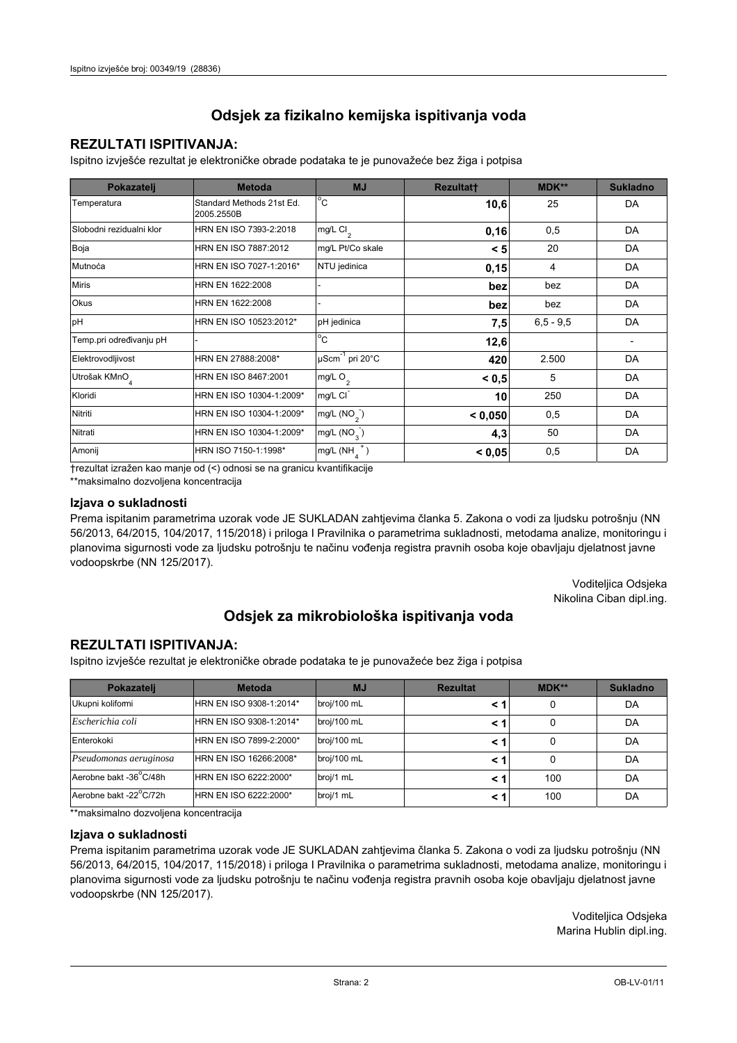## Odsjek za fizikalno kemijska ispitivanja voda

### REZULTATI ISPITIVANJA:

Ispitno izvješće rezultat je elektroničke obrade podataka te je punovažeće bez žiga i potpisa

| Pokazatelj | Metoda | MJ | Rezultat† | MDK** | Sukladno |
|---|---|---|---|---|---|
| Temperatura | Standard Methods 21st Ed. 2005.2550B | °C | **10,6** | 25 | DA |
| Slobodni rezidualni klor | HRN EN ISO 7393-2:2018 | mg/L $Cl_2$ | **0,16** | 0,5 | DA |
| Boja | HRN EN ISO 7887:2012 | mg/L Pt/Co skale | **< 5** | 20 | DA |
| Mutnoća | HRN EN ISO 7027-1:2016* | NTU jedinica | **0,15** | 4 | DA |
| Miris | HRN EN 1622:2008 | - | **bez** | bez | DA |
| Okus | HRN EN 1622:2008 | - | **bez** | bez | DA |
| pH | HRN EN ISO 10523:2012* | pH jedinica | **7,5** | 6,5 - 9,5 | DA |
| Temp.pri određivanju pH | - | °C | **12,6** | | - |
| Elektrovodljivost | HRN EN 27888:2008* | $\mu Scm^{-1}$ pri 20°C | **420** | 2.500 | DA |
| Utrošak $KMnO_4$ | HRN EN ISO 8467:2001 | mg/L $O_2$ | **< 0,5** | 5 | DA |
| Kloridi | HRN EN ISO 10304-1:2009* | mg/L $Cl^-$ | **10** | 250 | DA |
| Nitriti | HRN EN ISO 10304-1:2009* | mg/L ($NO_2^-$) | **< 0,050** | 0,5 | DA |
| Nitrati | HRN EN ISO 10304-1:2009* | mg/L ($NO_3^-$) | **4,3** | 50 | DA |
| Amonij | HRN ISO 7150-1:1998* | mg/L ($NH_4^+$) | **< 0,05** | 0,5 | DA |

†rezultat izražen kao manje od (<) odnosi se na granicu kvantifikacije

**maksimalno dozvoljena koncentracija

### Izjava o sukladnosti

Prema ispitanim parametrima uzorak vode JE SUKLADAN zahtjevima članka 5. Zakona o vodi za ljudsku potrošnju (NN 56/2013, 64/2015, 104/2017, 115/2018) i priloga I Pravilnika o parametrima sukladnosti, metodama analize, monitoringu i planovima sigurnosti vode za ljudsku potrošnju te načinu vođenja registra pravnih osoba koje obavljaju djelatnost javne vodoopskrbe (NN 125/2017).

Voditeljica Odsjeka
Nikolina Ciban dipl.ing.

## Odsjek za mikrobiološka ispitivanja voda

### REZULTATI ISPITIVANJA:

Ispitno izvješće rezultat je elektroničke obrade podataka te je punovažeće bez žiga i potpisa

| Pokazatelj | Metoda | MJ | Rezultat | MDK** | Sukladno |
|---|---|---|---|---|---|
| Ukupni koliformi | HRN EN ISO 9308-1:2014* | broj/100 mL | **< 1** | 0 | DA |
| *Escherichia coli* | HRN EN ISO 9308-1:2014* | broj/100 mL | **< 1** | 0 | DA |
| Enterokoki | HRN EN ISO 7899-2:2000* | broj/100 mL | **< 1** | 0 | DA |
| *Pseudomonas aeruginosa* | HRN EN ISO 16266:2008* | broj/100 mL | **< 1** | 0 | DA |
| Aerobne bakt -36°C/48h | HRN EN ISO 6222:2000* | broj/1 mL | **< 1** | 100 | DA |
| Aerobne bakt -22°C/72h | HRN EN ISO 6222:2000* | broj/1 mL | **< 1** | 100 | DA |

**maksimalno dozvoljena koncentracija

### Izjava o sukladnosti

Prema ispitanim parametrima uzorak vode JE SUKLADAN zahtjevima članka 5. Zakona o vodi za ljudsku potrošnju (NN 56/2013, 64/2015, 104/2017, 115/2018) i priloga I Pravilnika o parametrima sukladnosti, metodama analize, monitoringu i planovima sigurnosti vode za ljudsku potrošnju te načinu vođenja registra pravnih osoba koje obavljaju djelatnost javne vodoopskrbe (NN 125/2017).

Voditeljica Odsjeka
Marina Hublin dipl.ing.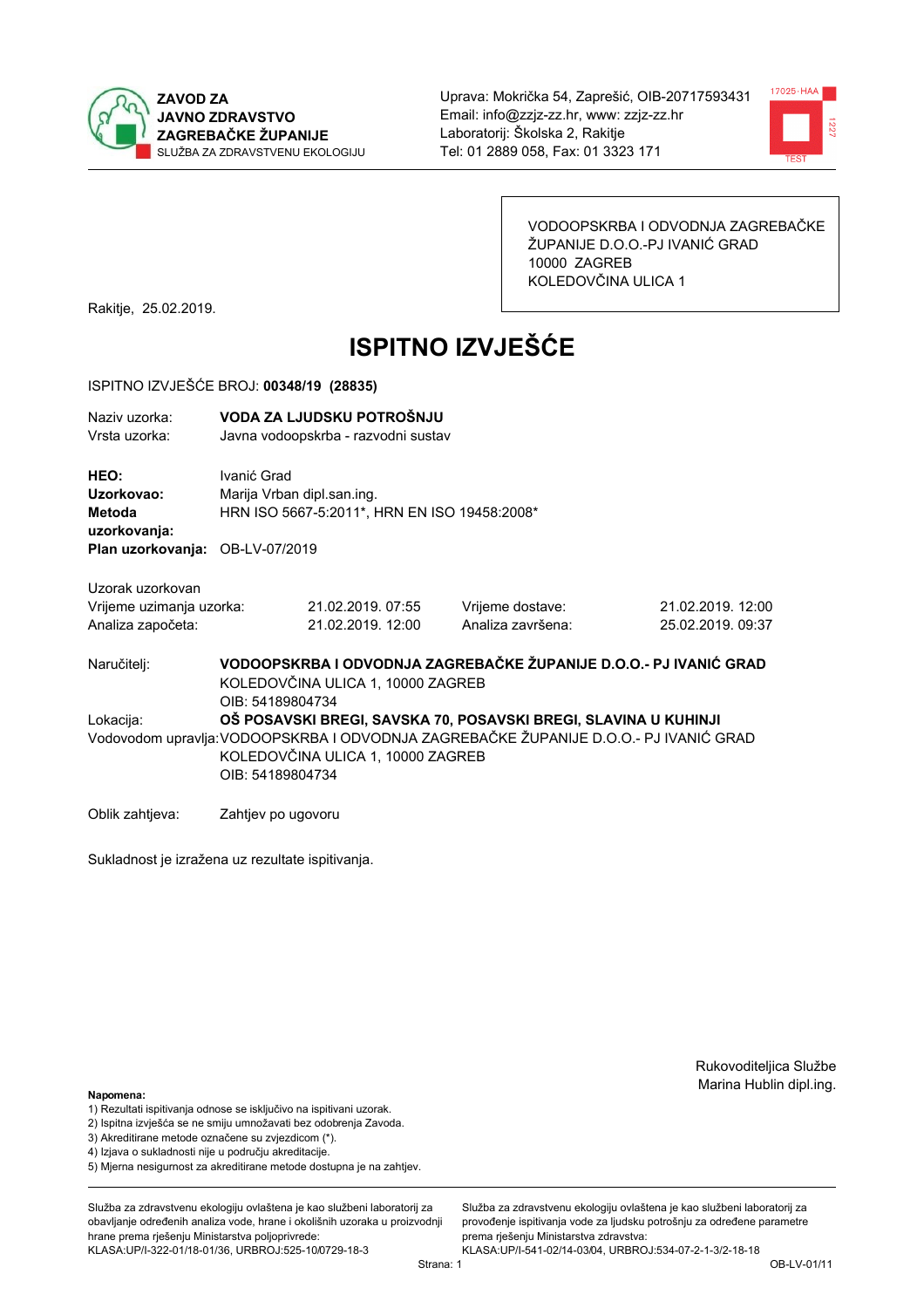**ZAVOD ZA JAVNO ZDRAVSTVO ZAGREBAČKE ŽUPANIJE**
SLUŽBA ZA ZDRAVSTVENU EKOLOGIJU

Uprava: Mokrička 54, Zaprešić, OIB-20717593431
Email: info@zzjz-zz.hr, www: zzjz-zz.hr
Laboratorij: Školska 2, Rakitje
Tel: 01 2889 058, Fax: 01 3323 171

VODOOPSKRBA I ODVODNJA ZAGREBAČKE ŽUPANIJE D.O.O.-PJ IVANIĆ GRAD
10000 ZAGREB
KOLEDOVČINA ULICA 1

Rakitje, 25.02.2019.

# ISPITNO IZVJEŠĆE

ISPITNO IZVJEŠĆE BROJ: **00348/19 (28835)**

| | |
|---|---|
| Naziv uzorka: | **VODA ZA LJUDSKU POTROŠNJU** |
| Vrsta uzorka: | Javna vodoopskrba - razvodni sustav |

| | |
|---|---|
| **HEO:** | Ivanić Grad |
| **Uzorkovao:** | Marija Vrban dipl.san.ing. |
| **Metoda uzorkovanja:** | HRN ISO 5667-5:2011*, HRN EN ISO 19458:2008* |
| **Plan uzorkovanja:** | OB-LV-07/2019 |

Uzorak uzorkovan

| | | | |
|---|---|---|---|
| Vrijeme uzimanja uzorka: | 21.02.2019. 07:55 | Vrijeme dostave: | 21.02.2019. 12:00 |
| Analiza započeta: | 21.02.2019. 12:00 | Analiza završena: | 25.02.2019. 09:37 |

Naručitelj: **VODOOPSKRBA I ODVODNJA ZAGREBAČKE ŽUPANIJE D.O.O.- PJ IVANIĆ GRAD**
KOLEDOVČINA ULICA 1, 10000 ZAGREB
OIB: 54189804734

Lokacija: **OŠ POSAVSKI BREGI, SAVSKA 70, POSAVSKI BREGI, SLAVINA U KUHINJI**

Vodovodom upravlja: VODOOPSKRBA I ODVODNJA ZAGREBAČKE ŽUPANIJE D.O.O.- PJ IVANIĆ GRAD
KOLEDOVČINA ULICA 1, 10000 ZAGREB
OIB: 54189804734

Oblik zahtjeva: Zahtjev po ugovoru

Sukladnost je izražena uz rezultate ispitivanja.

Rukovoditeljica Službe
Marina Hublin dipl.ing.

**Napomena:**
1) Rezultati ispitivanja odnose se isključivo na ispitivani uzorak.
2) Ispitna izvješća se ne smiju umnožavati bez odobrenja Zavoda.
3) Akreditirane metode označene su zvjezdicom (*).
4) Izjava o sukladnosti nije u području akreditacije.
5) Mjerna nesigurnost za akreditirane metode dostupna je na zahtjev.

Služba za zdravstvenu ekologiju ovlaštena je kao službeni laboratorij za obavljanje određenih analiza vode, hrane i okolišnih uzoraka u proizvodnji hrane prema rješenju Ministarstva poljoprivrede: KLASA:UP/I-322-01/18-01/36, URBROJ:525-10/0729-18-3

Služba za zdravstvenu ekologiju ovlaštena je kao službeni laboratorij za provođenje ispitivanja vode za ljudsku potrošnju za određene parametre prema rješenju Ministarstva zdravstva: KLASA:UP/I-541-02/14-03/04, URBROJ:534-07-2-1-3/2-18-18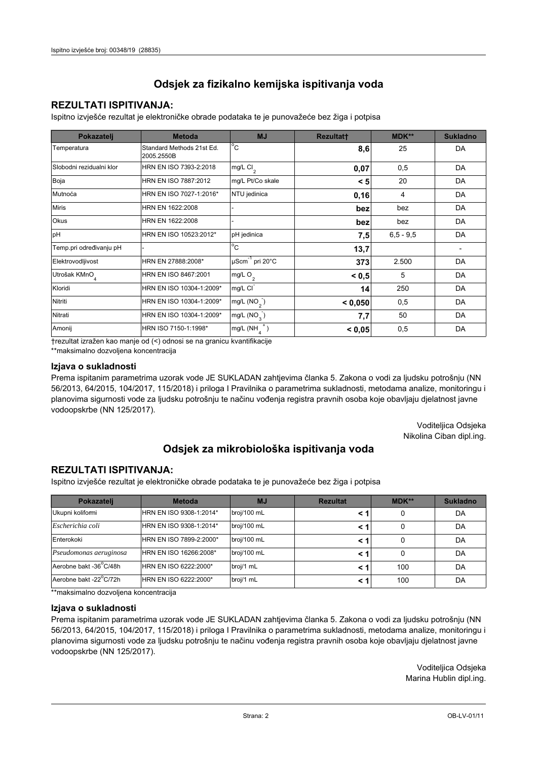## Odsjek za fizikalno kemijska ispitivanja voda

### REZULTATI ISPITIVANJA:

Ispitno izvješće rezultat je elektroničke obrade podataka te je punovažeće bez žiga i potpisa

| Pokazatelj | Metoda | MJ | Rezultat† | MDK** | Sukladno |
|---|---|---|---|---|---|
| Temperatura | Standard Methods 21st Ed. 2005.2550B | °C | **8,6** | 25 | DA |
| Slobodni rezidualni klor | HRN EN ISO 7393-2:2018 | mg/L $Cl_2$ | **0,07** | 0,5 | DA |
| Boja | HRN EN ISO 7887:2012 | mg/L Pt/Co skale | **< 5** | 20 | DA |
| Mutnoća | HRN EN ISO 7027-1:2016* | NTU jedinica | **0,16** | 4 | DA |
| Miris | HRN EN 1622:2008 | - | **bez** | bez | DA |
| Okus | HRN EN 1622:2008 | - | **bez** | bez | DA |
| pH | HRN EN ISO 10523:2012* | pH jedinica | **7,5** | 6,5 - 9,5 | DA |
| Temp.pri određivanju pH | - | °C | **13,7** | | - |
| Elektrovodljivost | HRN EN 27888:2008* | $\mu Scm^{-1}$ pri 20°C | **373** | 2.500 | DA |
| Utrošak $KMnO_4$ | HRN EN ISO 8467:2001 | mg/L $O_2$ | **< 0,5** | 5 | DA |
| Kloridi | HRN EN ISO 10304-1:2009* | mg/L $Cl^-$ | **14** | 250 | DA |
| Nitriti | HRN EN ISO 10304-1:2009* | mg/L ($NO_2^-$) | **< 0,050** | 0,5 | DA |
| Nitrati | HRN EN ISO 10304-1:2009* | mg/L ($NO_3^-$) | **7,7** | 50 | DA |
| Amonij | HRN ISO 7150-1:1998* | mg/L ($NH_4^+$) | **< 0,05** | 0,5 | DA |

†rezultat izražen kao manje od (<) odnosi se na granicu kvantifikacije

**maksimalno dozvoljena koncentracija

### Izjava o sukladnosti

Prema ispitanim parametrima uzorak vode JE SUKLADAN zahtjevima članka 5. Zakona o vodi za ljudsku potrošnju (NN 56/2013, 64/2015, 104/2017, 115/2018) i priloga I Pravilnika o parametrima sukladnosti, metodama analize, monitoringu i planovima sigurnosti vode za ljudsku potrošnju te načinu vođenja registra pravnih osoba koje obavljaju djelatnost javne vodoopskrbe (NN 125/2017).

Voditeljica Odsjeka
Nikolina Ciban dipl.ing.

## Odsjek za mikrobiološka ispitivanja voda

### REZULTATI ISPITIVANJA:

Ispitno izvješće rezultat je elektroničke obrade podataka te je punovažeće bez žiga i potpisa

| Pokazatelj | Metoda | MJ | Rezultat | MDK** | Sukladno |
|---|---|---|---|---|---|
| Ukupni koliformi | HRN EN ISO 9308-1:2014* | broj/100 mL | **< 1** | 0 | DA |
| *Escherichia coli* | HRN EN ISO 9308-1:2014* | broj/100 mL | **< 1** | 0 | DA |
| Enterokoki | HRN EN ISO 7899-2:2000* | broj/100 mL | **< 1** | 0 | DA |
| *Pseudomonas aeruginosa* | HRN EN ISO 16266:2008* | broj/100 mL | **< 1** | 0 | DA |
| Aerobne bakt -36°C/48h | HRN EN ISO 6222:2000* | broj/1 mL | **< 1** | 100 | DA |
| Aerobne bakt -22°C/72h | HRN EN ISO 6222:2000* | broj/1 mL | **< 1** | 100 | DA |

**maksimalno dozvoljena koncentracija

### Izjava o sukladnosti

Prema ispitanim parametrima uzorak vode JE SUKLADAN zahtjevima članka 5. Zakona o vodi za ljudsku potrošnju (NN 56/2013, 64/2015, 104/2017, 115/2018) i priloga I Pravilnika o parametrima sukladnosti, metodama analize, monitoringu i planovima sigurnosti vode za ljudsku potrošnju te načinu vođenja registra pravnih osoba koje obavljaju djelatnost javne vodoopskrbe (NN 125/2017).

Voditeljica Odsjeka
Marina Hublin dipl.ing.